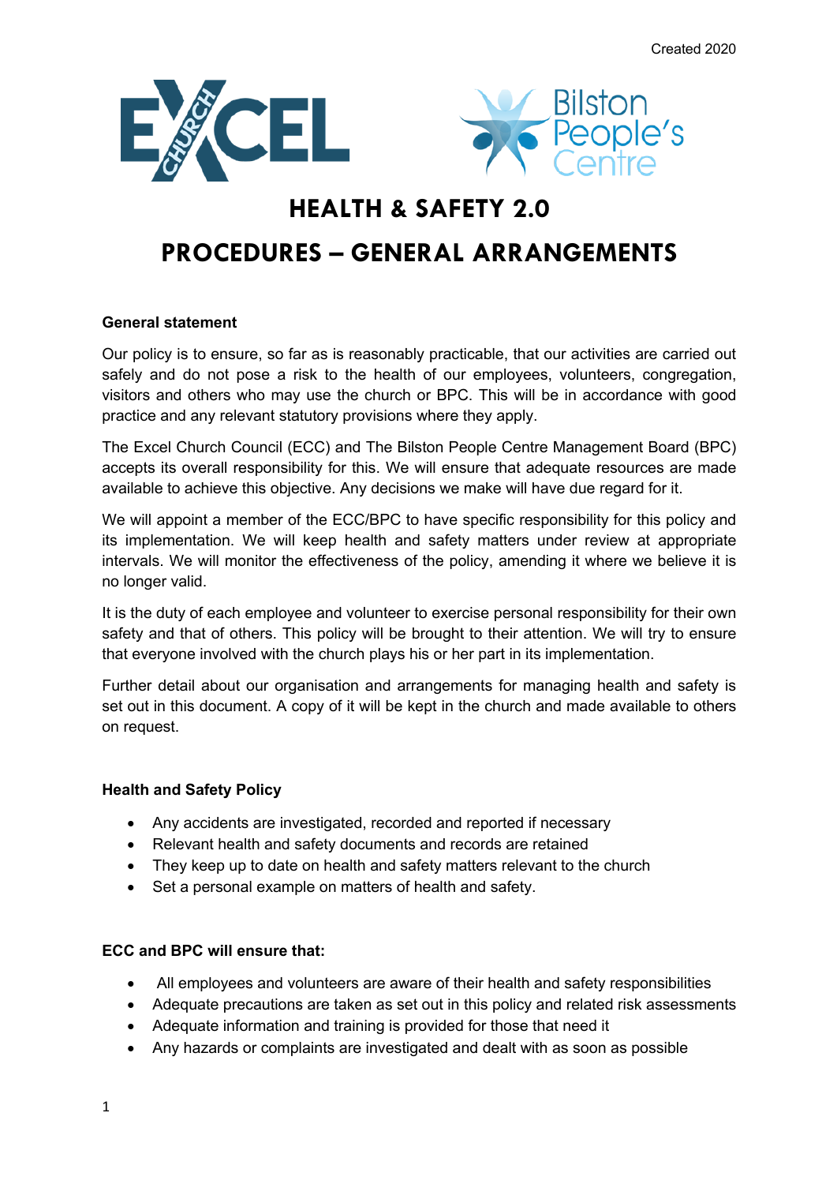Created 2020

# HEALTH & SAFETY 2.0

# PROCEDURES – GENERAL ARRANGEMENTS

**General statement**

Our policy is to ensure, so far as is reasonably practicable, that our activities are carried out safely and do not pose a risk to the health of our employees, volunteers, congregation, visitors and others who may use the church or BPC. This will be in accordance with good practice and any relevant statutory provisions where they apply.

The Excel Church Council (ECC) and The Bilston People Centre Management Board (BPC) accepts its overall responsibility for this. We will ensure that adequate resources are made available to achieve this objective. Any decisions we make will have due regard for it.

We will appoint a member of the ECC/BPC to have specific responsibility for this policy and its implementation. We will keep health and safety matters under review at appropriate intervals. We will monitor the effectiveness of the policy, amending it where we believe it is no longer valid.

It is the duty of each employee and volunteer to exercise personal responsibility for their own safety and that of others. This policy will be brought to their attention. We will try to ensure that everyone involved with the church plays his or her part in its implementation.

Further detail about our organisation and arrangements for managing health and safety is set out in this document. A copy of it will be kept in the church and made available to others on request.

**Health and Safety Policy**

- Any accidents are investigated, recorded and reported if necessary
- Relevant health and safety documents and records are retained
- They keep up to date on health and safety matters relevant to the church
- Set a personal example on matters of health and safety.

**ECC and BPC will ensure that:**

- All employees and volunteers are aware of their health and safety responsibilities
- Adequate precautions are taken as set out in this policy and related risk assessments
- Adequate information and training is provided for those that need it
- Any hazards or complaints are investigated and dealt with as soon as possible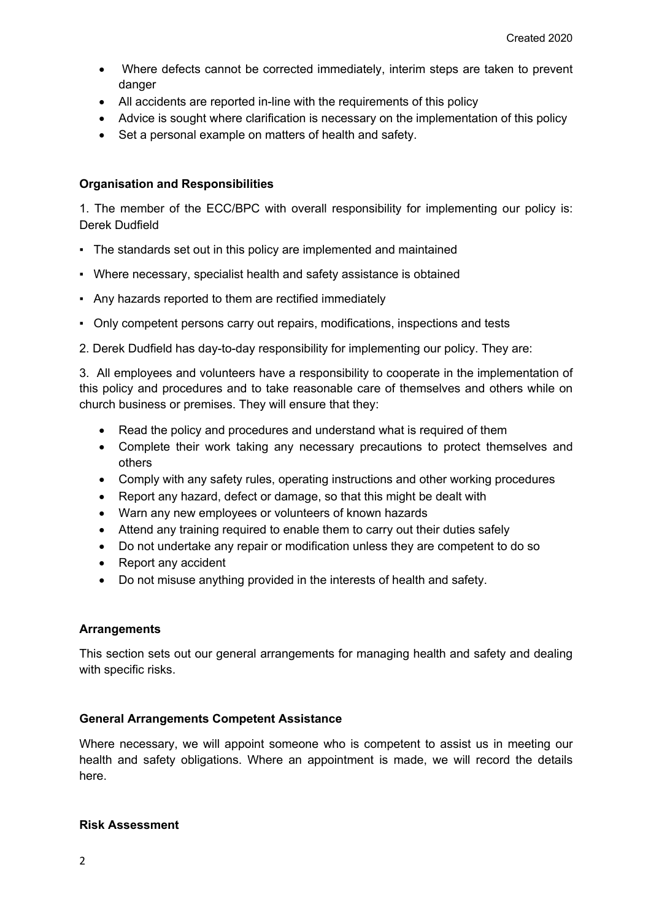- Where defects cannot be corrected immediately, interim steps are taken to prevent danger
- All accidents are reported in-line with the requirements of this policy
- Advice is sought where clarification is necessary on the implementation of this policy
- Set a personal example on matters of health and safety.

**Organisation and Responsibilities**

1. The member of the ECC/BPC with overall responsibility for implementing our policy is: Derek Dudfield

- The standards set out in this policy are implemented and maintained
- Where necessary, specialist health and safety assistance is obtained
- Any hazards reported to them are rectified immediately
- Only competent persons carry out repairs, modifications, inspections and tests

2. Derek Dudfield has day-to-day responsibility for implementing our policy. They are:

3. All employees and volunteers have a responsibility to cooperate in the implementation of this policy and procedures and to take reasonable care of themselves and others while on church business or premises. They will ensure that they:

- Read the policy and procedures and understand what is required of them
- Complete their work taking any necessary precautions to protect themselves and others
- Comply with any safety rules, operating instructions and other working procedures
- Report any hazard, defect or damage, so that this might be dealt with
- Warn any new employees or volunteers of known hazards
- Attend any training required to enable them to carry out their duties safely
- Do not undertake any repair or modification unless they are competent to do so
- Report any accident
- Do not misuse anything provided in the interests of health and safety.

**Arrangements**

This section sets out our general arrangements for managing health and safety and dealing with specific risks.

**General Arrangements Competent Assistance**

Where necessary, we will appoint someone who is competent to assist us in meeting our health and safety obligations. Where an appointment is made, we will record the details here.

**Risk Assessment**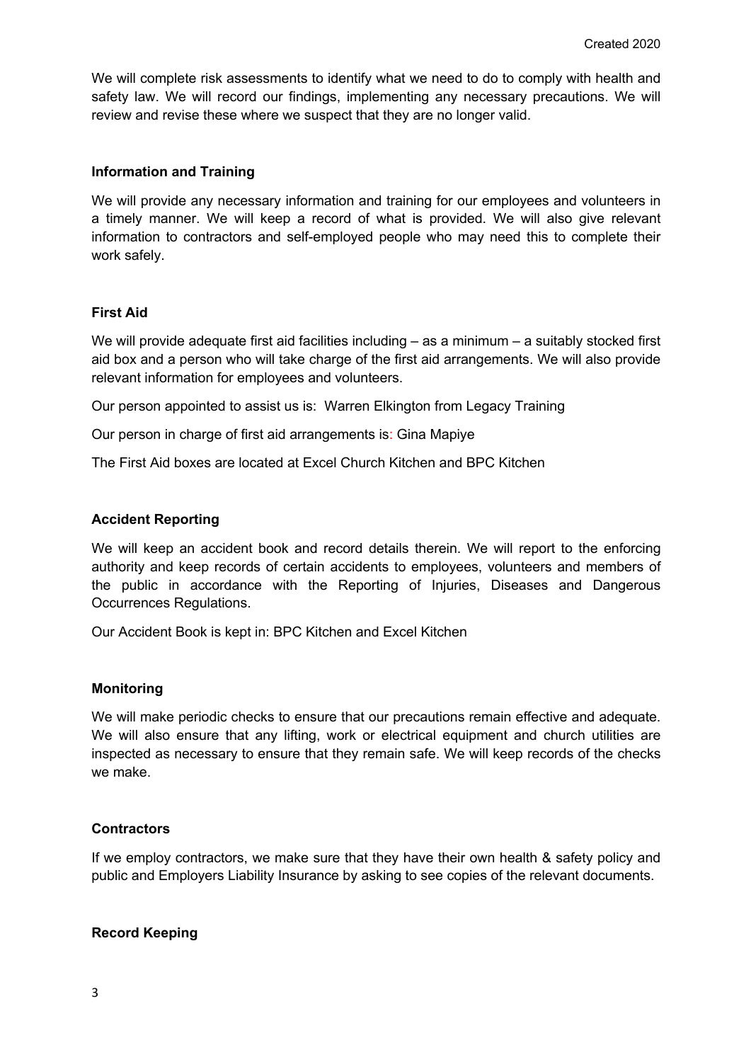We will complete risk assessments to identify what we need to do to comply with health and safety law. We will record our findings, implementing any necessary precautions. We will review and revise these where we suspect that they are no longer valid.

**Information and Training**

We will provide any necessary information and training for our employees and volunteers in a timely manner. We will keep a record of what is provided. We will also give relevant information to contractors and self-employed people who may need this to complete their work safely.

**First Aid**

We will provide adequate first aid facilities including – as a minimum – a suitably stocked first aid box and a person who will take charge of the first aid arrangements. We will also provide relevant information for employees and volunteers.

Our person appointed to assist us is: Warren Elkington from Legacy Training

Our person in charge of first aid arrangements is: Gina Mapiye

The First Aid boxes are located at Excel Church Kitchen and BPC Kitchen

**Accident Reporting**

We will keep an accident book and record details therein. We will report to the enforcing authority and keep records of certain accidents to employees, volunteers and members of the public in accordance with the Reporting of Injuries, Diseases and Dangerous Occurrences Regulations.

Our Accident Book is kept in: BPC Kitchen and Excel Kitchen

**Monitoring**

We will make periodic checks to ensure that our precautions remain effective and adequate. We will also ensure that any lifting, work or electrical equipment and church utilities are inspected as necessary to ensure that they remain safe. We will keep records of the checks we make.

**Contractors**

If we employ contractors, we make sure that they have their own health & safety policy and public and Employers Liability Insurance by asking to see copies of the relevant documents.

**Record Keeping**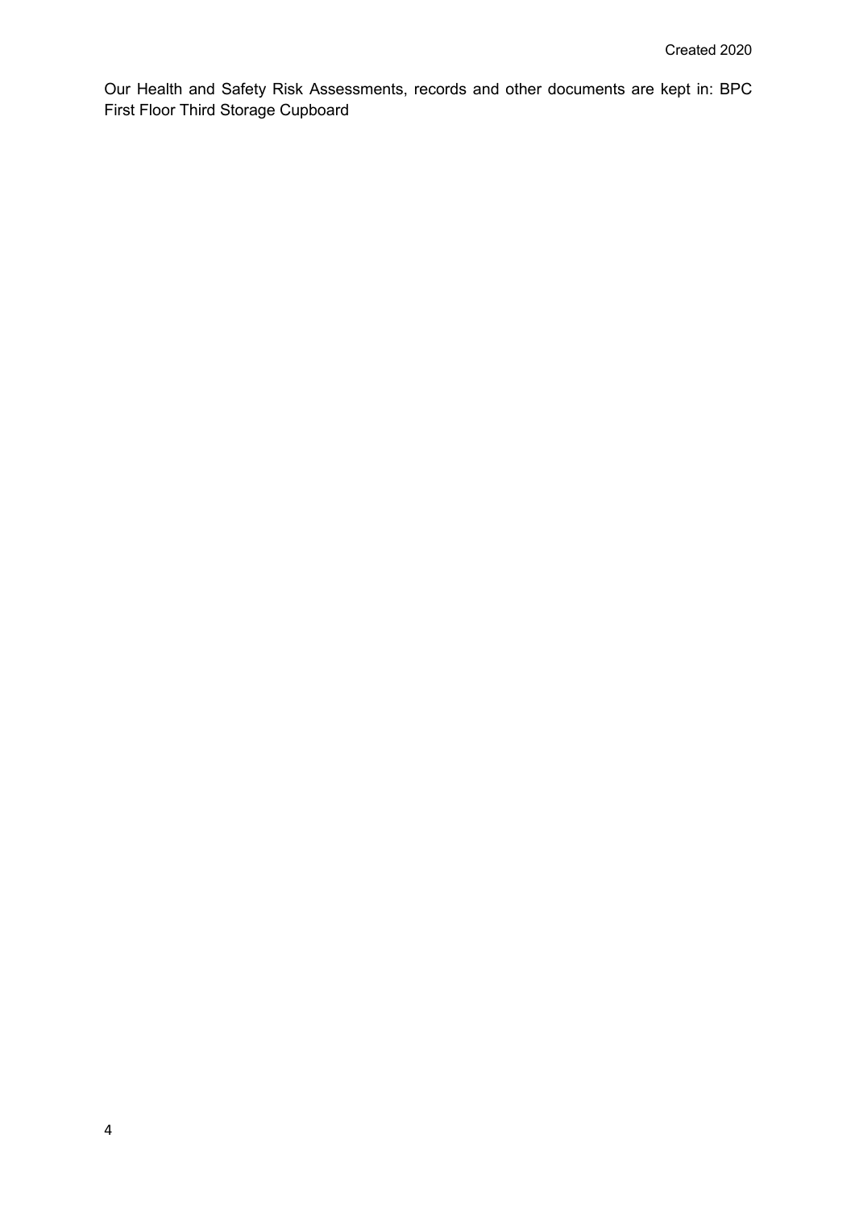Our Health and Safety Risk Assessments, records and other documents are kept in: BPC First Floor Third Storage Cupboard